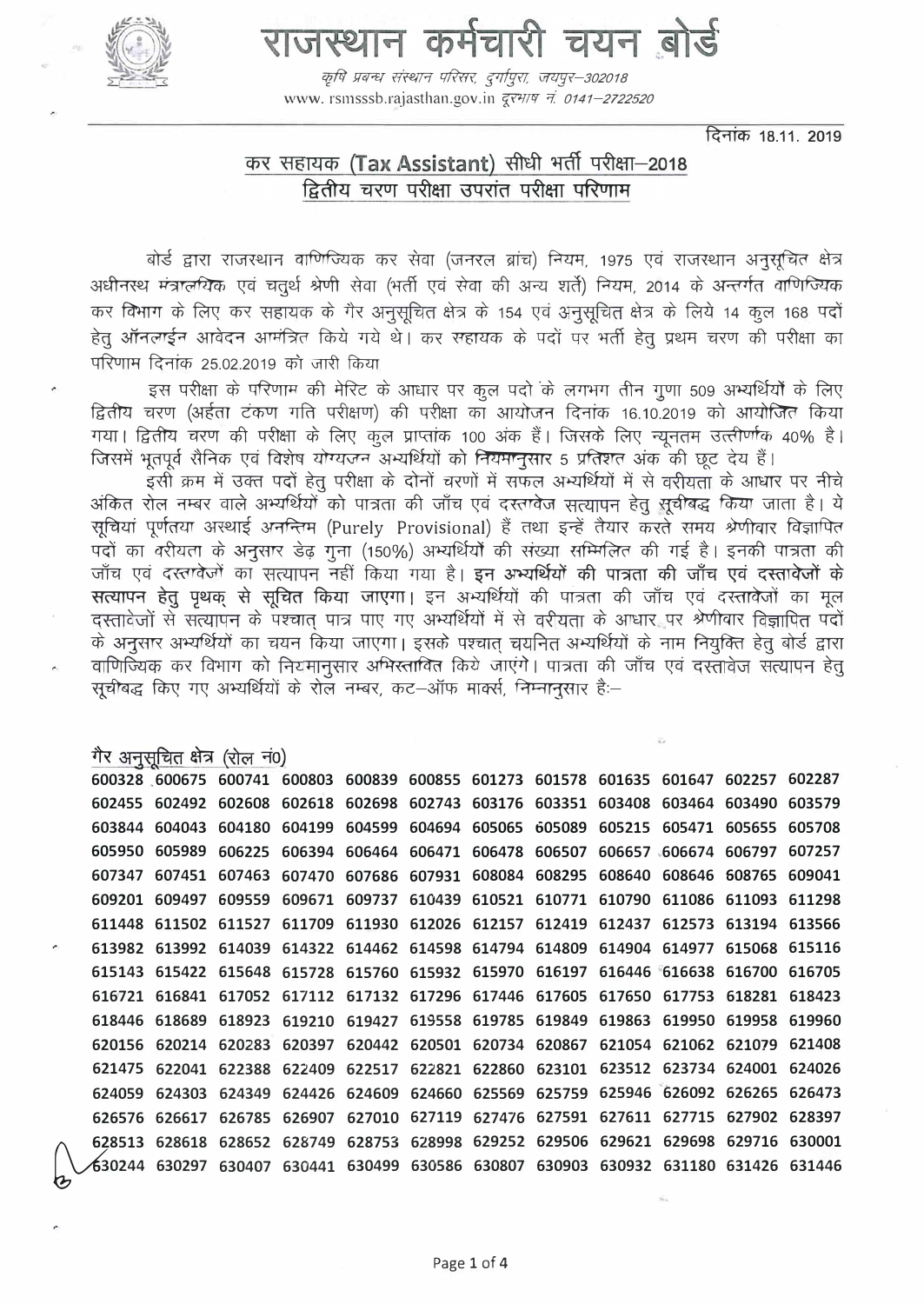# राजस्थान कर्मचारी चयन बोर्ड

*कृषि प्रबन्ध संस्थान परिसर, दुर्गापुरा, जयपुर–302018*

www. rsmsssb.rajasthan.gov.in दूरभाष नं. 0141–2722520

दिनांक 18.11. 2019

## कर सहायक (Tax Assistant) सीधी भर्ती परीक्षा–2018
## द्वितीय चरण परीक्षा उपरांत परीक्षा परिणाम

बोर्ड द्वारा राजस्थान वाणिज्यिक कर सेवा (जनरल ब्रांच) नियम, 1975 एवं राजस्थान अनुसूचित क्षेत्र अधीनस्थ मंत्रालयिक एवं चतुर्थ श्रेणी सेवा (भर्ती एवं सेवा की अन्य शर्तें) नियम, 2014 के अन्तर्गत वाणिज्यिक कर विभाग के लिए कर सहायक के गैर अनुसूचित क्षेत्र के 154 एवं अनुसूचित क्षेत्र के लिये 14 कुल 168 पदों हेतु ऑनलाईन आवेदन आमन्त्रित किये गये थे। कर सहायक के पदों पर भर्ती हेतु प्रथम चरण की परीक्षा का परिणाम दिनांक 25.02.2019 को जारी किया

इस परीक्षा के परिणाम की मेरिट के आधार पर कुल पदो के लगभग तीन गुणा 509 अभ्यर्थियों के लिए द्वितीय चरण (अर्हता टंकण गति परीक्षण) की परीक्षा का आयोजन दिनांक 16.10.2019 को आयोजित किया गया। द्वितीय चरण की परीक्षा के लिए कुल प्राप्तांक 100 अंक हैं। जिसके लिए न्यूनतम उत्तीर्णांक 40% है। जिसमें भूतपूर्व सैनिक एवं विशेष योग्यजन अभ्यर्थियों को नियमानुसार 5 प्रतिशत अंक की छूट देय हैं।

इसी क्रम में उक्त पदों हेतु परीक्षा के दोनों चरणों में सफल अभ्यर्थियों में से वरीयता के आधार पर नीचे अंकित रोल नम्बर वाले अभ्यर्थियों को पात्रता की जाँच एवं दस्तावेज सत्यापन हेतु सूचीबद्ध किया जाता है। ये सूचियां पूर्णतया अस्थाई अन्तिम (Purely Provisional) हैं तथा इन्हें तैयार करते समय श्रेणीवार विज्ञापित पदों का वरीयता के अनुसार डेढ़ गुना (150%) अभ्यर्थियों की संख्या सम्मिलित की गई है। इनकी पात्रता की जाँच एवं दस्तावेजों का सत्यापन नहीं किया गया है। **इन अभ्यर्थियों की पात्रता की जाँच एवं दस्तावेजों के सत्यापन हेतु पृथक् से सूचित किया जाएगा।** इन अभ्यर्थियों की पात्रता की जाँच एवं दस्तावेजों का मूल दस्तावेजों से सत्यापन के पश्चात् पात्र पाए गए अभ्यर्थियों में से वरीयता के आधार पर श्रेणीवार विज्ञापित पदों के अनुसार अभ्यर्थियों का चयन किया जाएगा। इसके पश्चात् चयनित अभ्यर्थियों के नाम नियुक्ति हेतु बोर्ड द्वारा वाणिज्यिक कर विभाग को नियमानुसार अभिस्तावित किये जाएंगे। पात्रता की जाँच एवं दस्तावेज सत्यापन हेतु सूचीबद्ध किए गए अभ्यर्थियों के रोल नम्बर, कट–ऑफ मार्क्स, निम्नानुसार है:–

### गैर अनुसूचित क्षेत्र (रोल नं0)

**600328 600675 600741 600803 600839 600855 601273 601578 601635 601647 602257 602287**
**602455 602492 602608 602618 602698 602743 603176 603351 603408 603464 603490 603579**
**603844 604043 604180 604199 604599 604694 605065 605089 605215 605471 605655 605708**
**605950 605989 606225 606394 606464 606471 606478 606507 606657 606674 606797 607257**
**607347 607451 607463 607470 607686 607931 608084 608295 608640 608646 608765 609041**
**609201 609497 609559 609671 609737 610439 610521 610771 610790 611086 611093 611298**
**611448 611502 611527 611709 611930 612026 612157 612419 612437 612573 613194 613566**
**613982 613992 614039 614322 614462 614598 614794 614809 614904 614977 615068 615116**
**615143 615422 615648 615728 615760 615932 615970 616197 616446 616638 616700 616705**
**616721 616841 617052 617112 617132 617296 617446 617605 617650 617753 618281 618423**
**618446 618689 618923 619210 619427 619558 619785 619849 619863 619950 619958 619960**
**620156 620214 620283 620397 620442 620501 620734 620867 621054 621062 621079 621408**
**621475 622041 622388 622409 622517 622821 622860 623101 623512 623734 624001 624026**
**624059 624303 624349 624426 624609 624660 625569 625759 625946 626092 626265 626473**
**626576 626617 626785 626907 627010 627119 627476 627591 627611 627715 627902 628397**
**628513 628618 628652 628749 628753 628998 629252 629506 629621 629698 629716 630001**
**630244 630297 630407 630441 630499 630586 630807 630903 630932 631180 631426 631446**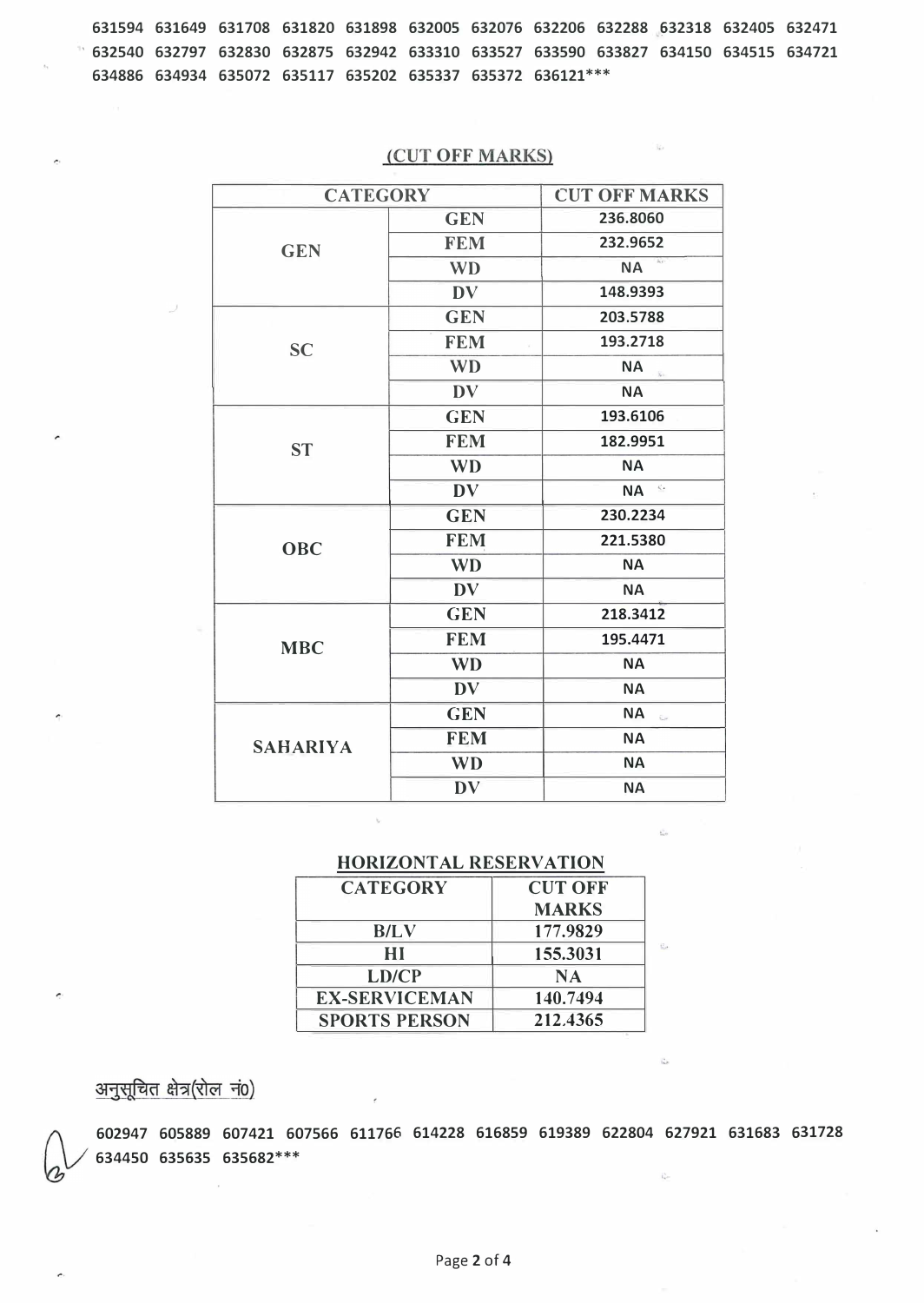631594 631649 631708 631820 631898 632005 632076 632206 632288 632318 632405 632471 632540 632797 632830 632875 632942 633310 633527 633590 633827 634150 634515 634721 634886 634934 635072 635117 635202 635337 635372 636121***

## (CUT OFF MARKS)

| CATEGORY | | CUT OFF MARKS |
|---|---|---|
| GEN | GEN | 236.8060 |
| | FEM | 232.9652 |
| | WD | NA |
| | DV | 148.9393 |
| SC | GEN | 203.5788 |
| | FEM | 193.2718 |
| | WD | NA |
| | DV | NA |
| ST | GEN | 193.6106 |
| | FEM | 182.9951 |
| | WD | NA |
| | DV | NA |
| OBC | GEN | 230.2234 |
| | FEM | 221.5380 |
| | WD | NA |
| | DV | NA |
| MBC | GEN | 218.3412 |
| | FEM | 195.4471 |
| | WD | NA |
| | DV | NA |
| SAHARIYA | GEN | NA |
| | FEM | NA |
| | WD | NA |
| | DV | NA |

## HORIZONTAL RESERVATION

| CATEGORY | CUT OFF MARKS |
|---|---|
| B/LV | 177.9829 |
| HI | 155.3031 |
| LD/CP | NA |
| EX-SERVICEMAN | 140.7494 |
| SPORTS PERSON | 212.4365 |

अनुसूचित क्षेत्र(रोल नं0)

602947 605889 607421 607566 611766 614228 616859 619389 622804 627921 631683 631728 634450 635635 635682***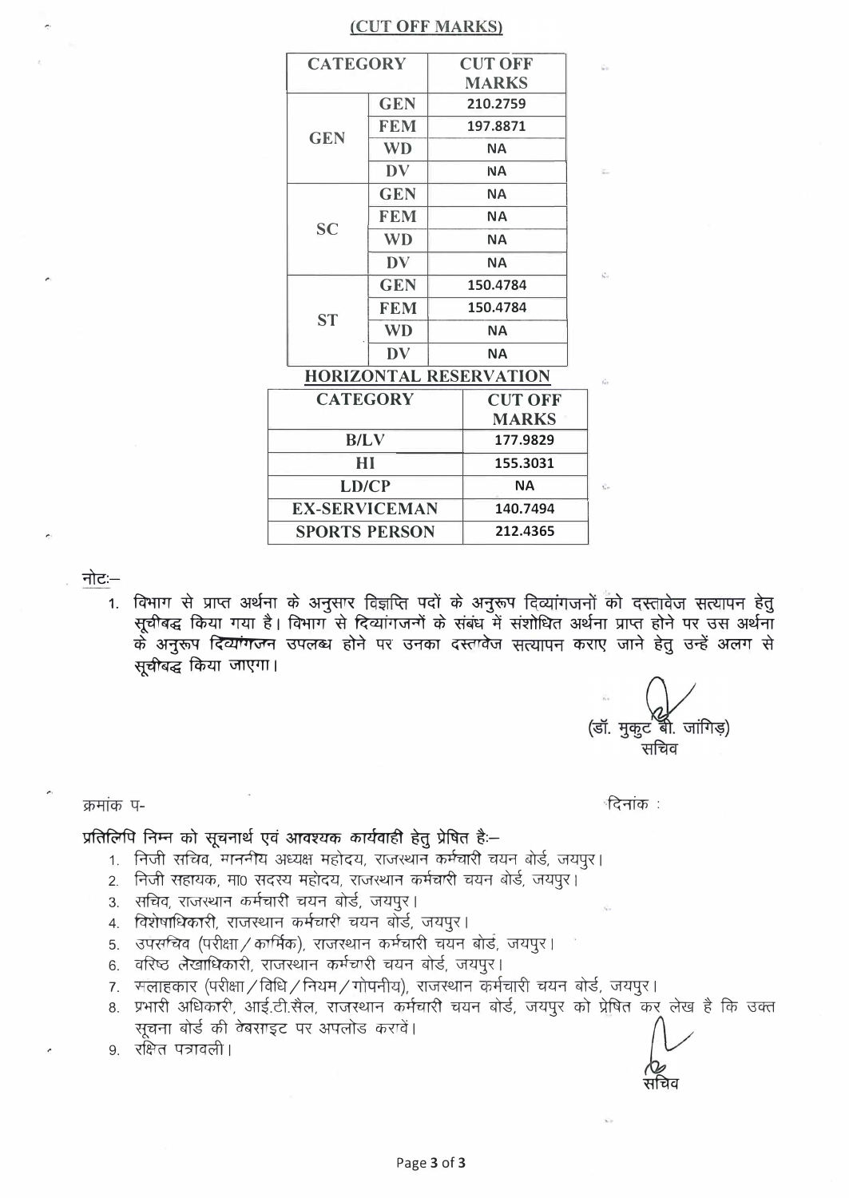## (CUT OFF MARKS)

| CATEGORY | | CUT OFF MARKS |
|---|---|---|
| GEN | GEN | 210.2759 |
| | FEM | 197.8871 |
| | WD | NA |
| | DV | NA |
| SC | GEN | NA |
| | FEM | NA |
| | WD | NA |
| | DV | NA |
| ST | GEN | 150.4784 |
| | FEM | 150.4784 |
| | WD | NA |
| | DV | NA |

## HORIZONTAL RESERVATION

| CATEGORY | CUT OFF MARKS |
|---|---|
| B/LV | 177.9829 |
| HI | 155.3031 |
| LD/CP | NA |
| EX-SERVICEMAN | 140.7494 |
| SPORTS PERSON | 212.4365 |

नोटः–

1. विभाग से प्राप्त अर्थना के अनुसार विज्ञप्ति पदों के अनुरूप दिव्यांगजनों को दस्तावेज सत्यापन हेतु सूचीबद्ध किया गया है। विभाग से दिव्यांगजनों के संबंध में संशोधित अर्थना प्राप्त होने पर उस अर्थना के अनुरूप दिव्यांगजन उपलब्ध होने पर उनका दस्तावेज सत्यापन कराए जाने हेतु उन्हें अलग से सूचीबद्ध किया जाएगा।

(डॉ. मुकुट बी. जांगिड़)
सचिव

क्रमांक प-

दिनांक :

**प्रतिलिपि निम्न को सूचनार्थ एवं आवश्यक कार्यवाही हेतु प्रेषित है:–**

1. निजी सचिव, माननीय अध्यक्ष महोदय, राजस्थान कर्मचारी चयन बोर्ड, जयपुर।
2. निजी सहायक, मा० सदस्य महोदय, राजस्थान कर्मचारी चयन बोर्ड, जयपुर।
3. सचिव, राजस्थान कर्मचारी चयन बोर्ड, जयपुर।
4. विशेषाधिकारी, राजस्थान कर्मचारी चयन बोर्ड, जयपुर।
5. उपसचिव (परीक्षा / कार्मिक), राजस्थान कर्मचारी चयन बोर्ड, जयपुर।
6. वरिष्ठ लेखाधिकारी, राजस्थान कर्मचारी चयन बोर्ड, जयपुर।
7. सलाहकार (परीक्षा / विधि / नियम / गोपनीय), राजस्थान कर्मचारी चयन बोर्ड, जयपुर।
8. प्रभारी अधिकारी, आई.टी.सैल, राजस्थान कर्मचारी चयन बोर्ड, जयपुर को प्रेषित कर लेख है कि उक्त सूचना बोर्ड की वेबसाइट पर अपलोड करावें।
9. रक्षित पत्रावली।

सचिव